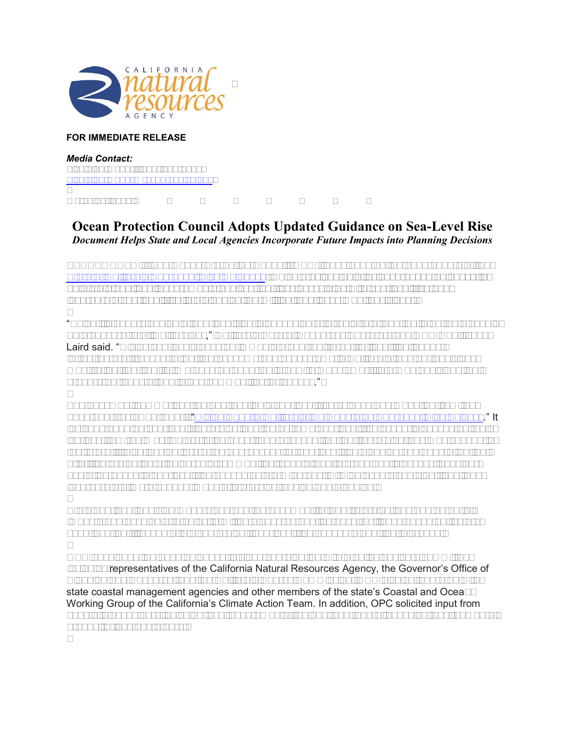CALIFORNIA natural resources AGENCY

**FOR IMMEDIATE RELEASE**

***Media Contact:***

# Ocean Protection Council Adopts Updated Guidance on Sea-Level Rise

***Document Helps State and Local Agencies Incorporate Future Impacts into Planning Decisions***

“ ,” Laird said. “ .”

“ .” It

representatives of the California Natural Resources Agency, the Governor’s Office of

state coastal management agencies and other members of the state’s Coastal and Ocea Working Group of the California’s Climate Action Team. In addition, OPC solicited input from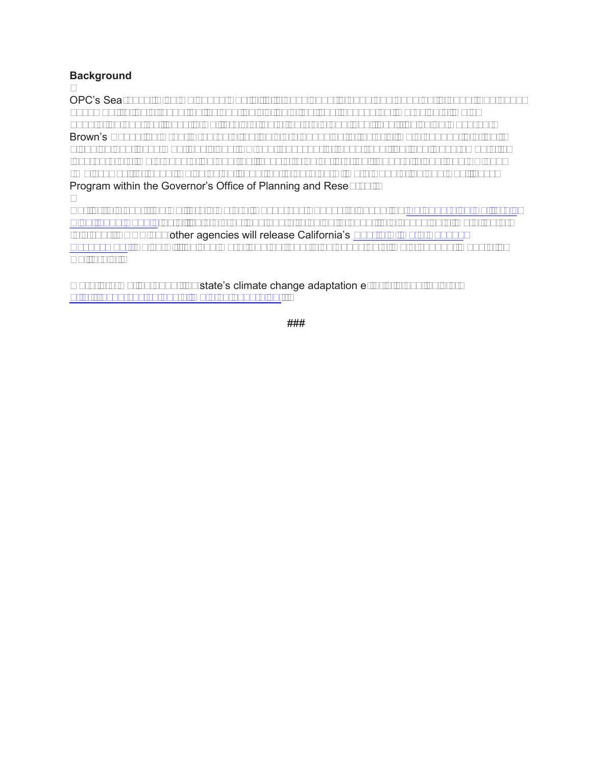**Background**

OPC's Sea

Brown's

Program within the Governor's Office of Planning and Rese

other agencies will release California's

state's climate change adaptation e

###